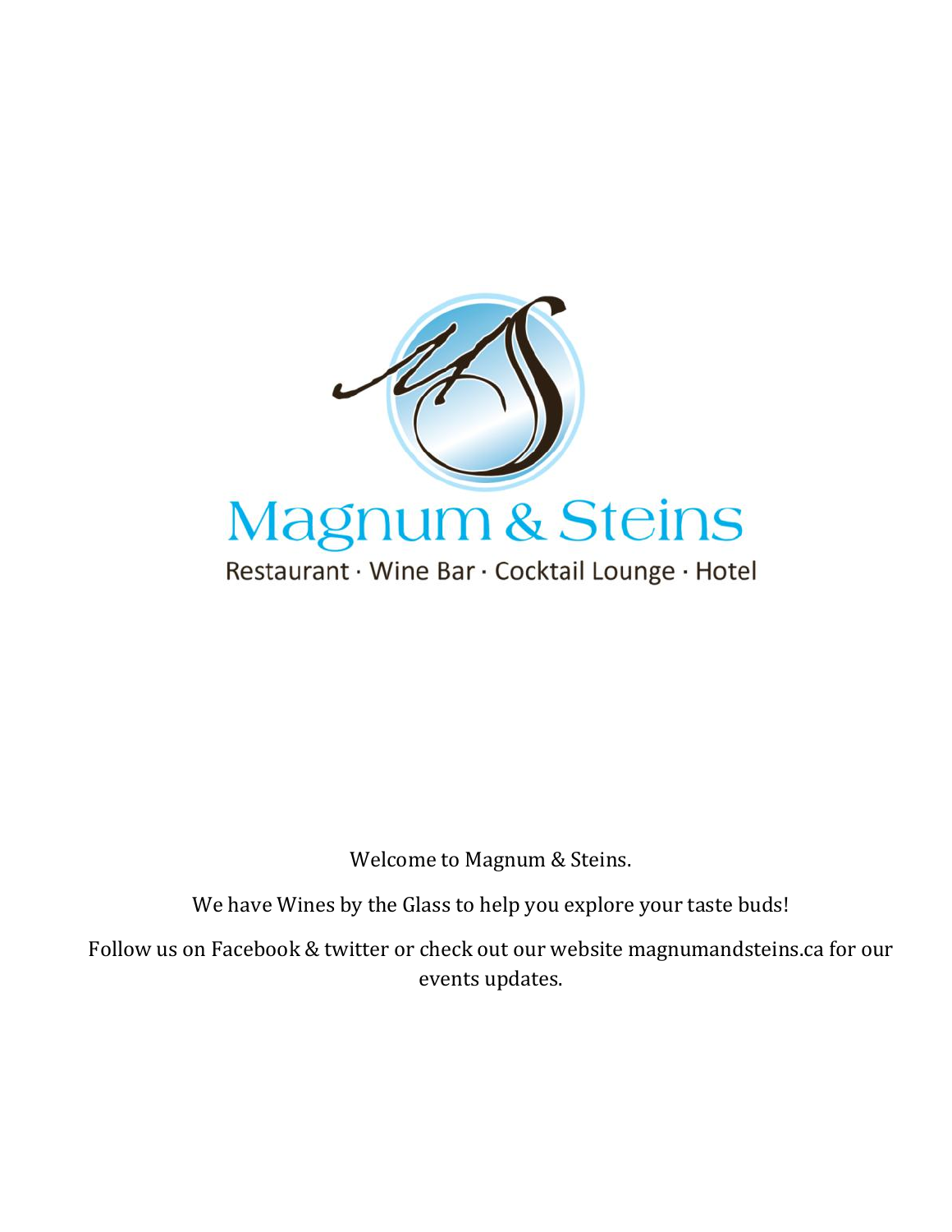# Magnum & Steins

Restaurant · Wine Bar · Cocktail Lounge · Hotel

Welcome to Magnum & Steins.

We have Wines by the Glass to help you explore your taste buds!

Follow us on Facebook & twitter or check out our website magnumandsteins.ca for our events updates.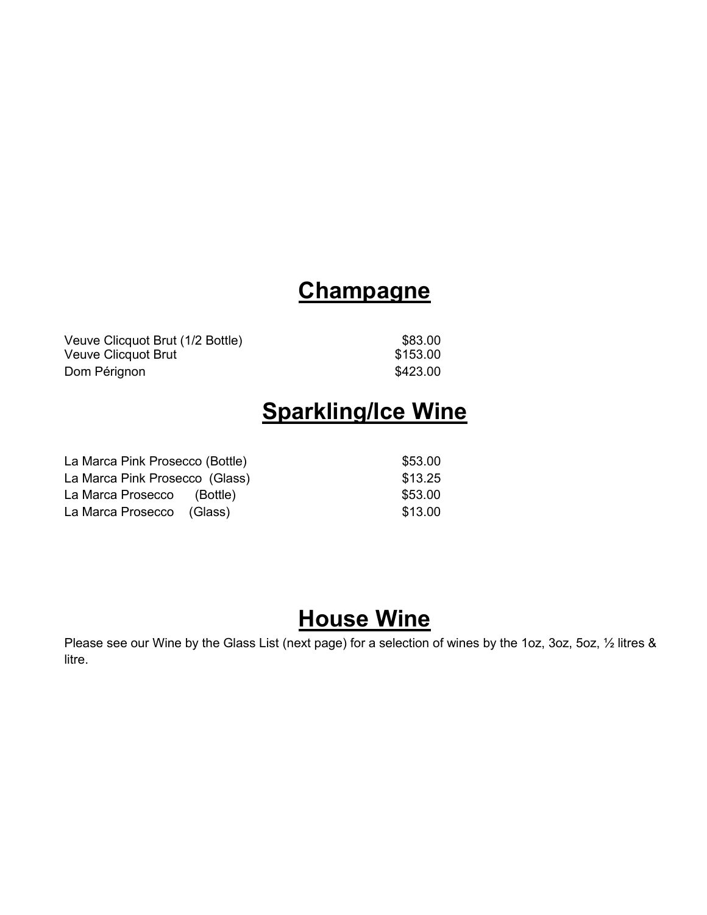## Champagne

| Item | Price |
| --- | --- |
| Veuve Clicquot Brut (1/2 Bottle) | $83.00 |
| Veuve Clicquot Brut | $153.00 |
| Dom Pérignon | $423.00 |

## Sparkling/Ice Wine

| Item | Price |
| --- | --- |
| La Marca Pink Prosecco (Bottle) | $53.00 |
| La Marca Pink Prosecco (Glass) | $13.25 |
| La Marca Prosecco (Bottle) | $53.00 |
| La Marca Prosecco (Glass) | $13.00 |

## House Wine

Please see our Wine by the Glass List (next page) for a selection of wines by the 1oz, 3oz, 5oz, ½ litres & litre.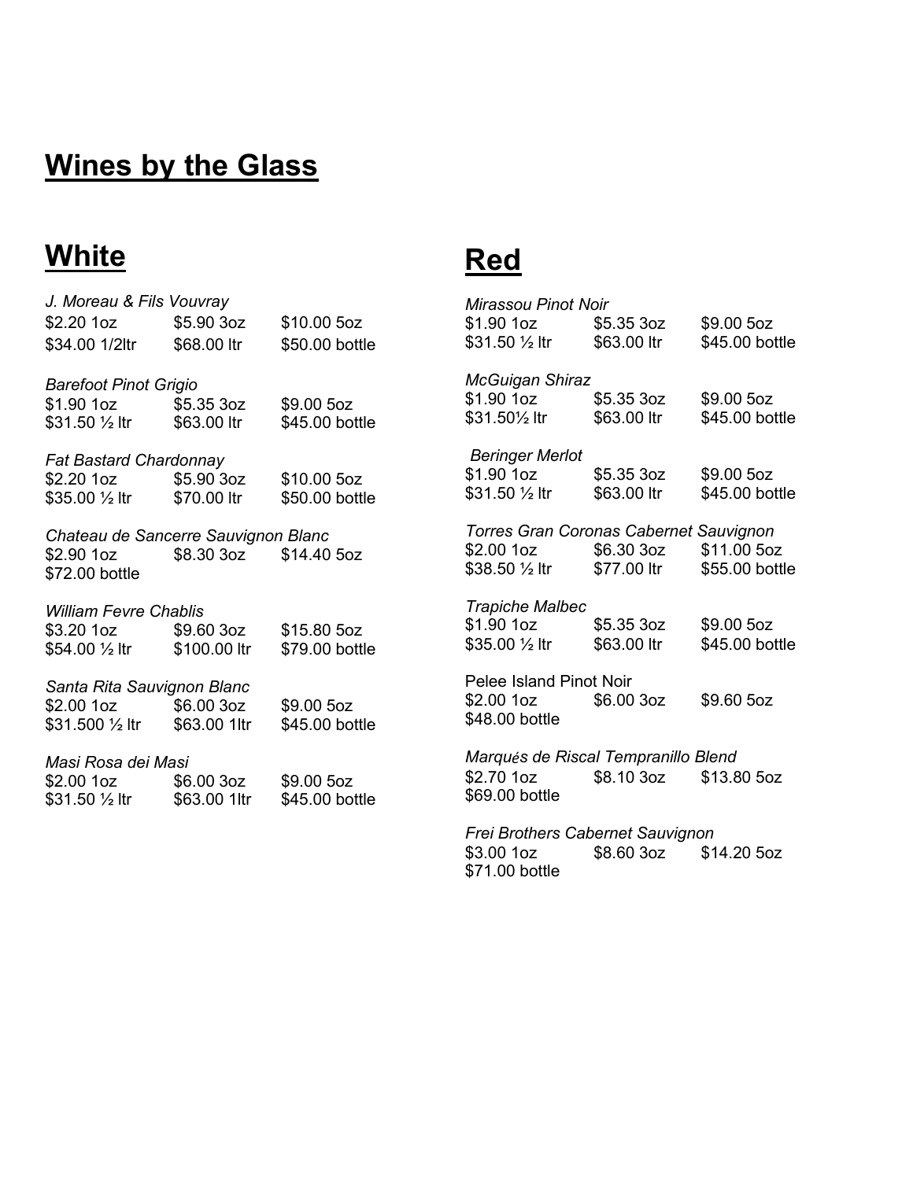# Wines by the Glass

## White

*J. Moreau & Fils Vouvray*
$2.20 1oz    $5.90 3oz    $10.00 5oz
$34.00 1/2ltr    $68.00 ltr    $50.00 bottle

*Barefoot Pinot Grigio*
$1.90 1oz    $5.35 3oz    $9.00 5oz
$31.50 ½ ltr    $63.00 ltr    $45.00 bottle

*Fat Bastard Chardonnay*
$2.20 1oz    $5.90 3oz    $10.00 5oz
$35.00 ½ ltr    $70.00 ltr    $50.00 bottle

*Chateau de Sancerre Sauvignon Blanc*
$2.90 1oz    $8.30 3oz    $14.40 5oz
$72.00 bottle

*William Fevre Chablis*
$3.20 1oz    $9.60 3oz    $15.80 5oz
$54.00 ½ ltr    $100.00 ltr    $79.00 bottle

*Santa Rita Sauvignon Blanc*
$2.00 1oz    $6.00 3oz    $9.00 5oz
$31.500 ½ ltr    $63.00 1ltr    $45.00 bottle

*Masi Rosa dei Masi*
$2.00 1oz    $6.00 3oz    $9.00 5oz
$31.50 ½ ltr    $63.00 1ltr    $45.00 bottle

## Red

*Mirassou Pinot Noir*
$1.90 1oz    $5.35 3oz    $9.00 5oz
$31.50 ½ ltr    $63.00 ltr    $45.00 bottle

*McGuigan Shiraz*
$1.90 1oz    $5.35 3oz    $9.00 5oz
$31.50½ ltr    $63.00 ltr    $45.00 bottle

*Beringer Merlot*
$1.90 1oz    $5.35 3oz    $9.00 5oz
$31.50 ½ ltr    $63.00 ltr    $45.00 bottle

*Torres Gran Coronas Cabernet Sauvignon*
$2.00 1oz    $6.30 3oz    $11.00 5oz
$38.50 ½ ltr    $77.00 ltr    $55.00 bottle

*Trapiche Malbec*
$1.90 1oz    $5.35 3oz    $9.00 5oz
$35.00 ½ ltr    $63.00 ltr    $45.00 bottle

Pelee Island Pinot Noir
$2.00 1oz    $6.00 3oz    $9.60 5oz
$48.00 bottle

*Marqués de Riscal Tempranillo Blend*
$2.70 1oz    $8.10 3oz    $13.80 5oz
$69.00 bottle

*Frei Brothers Cabernet Sauvignon*
$3.00 1oz    $8.60 3oz    $14.20 5oz
$71.00 bottle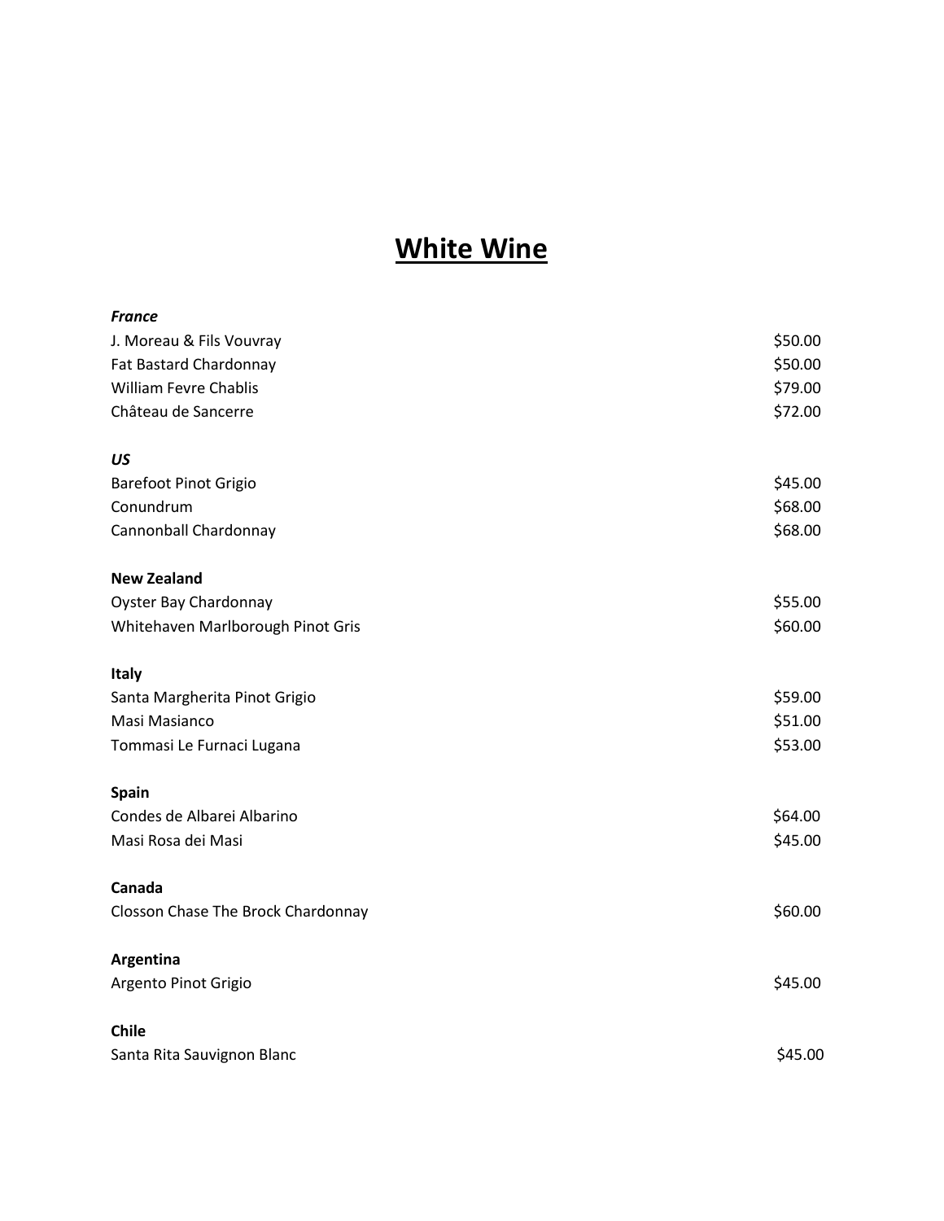# White Wine

***France***

| | |
|---|---|
| J. Moreau & Fils Vouvray | $50.00 |
| Fat Bastard Chardonnay | $50.00 |
| William Fevre Chablis | $79.00 |
| Château de Sancerre | $72.00 |

***US***

| | |
|---|---|
| Barefoot Pinot Grigio | $45.00 |
| Conundrum | $68.00 |
| Cannonball Chardonnay | $68.00 |

**New Zealand**

| | |
|---|---|
| Oyster Bay Chardonnay | $55.00 |
| Whitehaven Marlborough Pinot Gris | $60.00 |

**Italy**

| | |
|---|---|
| Santa Margherita Pinot Grigio | $59.00 |
| Masi Masianco | $51.00 |
| Tommasi Le Furnaci Lugana | $53.00 |

**Spain**

| | |
|---|---|
| Condes de Albarei Albarino | $64.00 |
| Masi Rosa dei Masi | $45.00 |

**Canada**

| | |
|---|---|
| Closson Chase The Brock Chardonnay | $60.00 |

**Argentina**

| | |
|---|---|
| Argento Pinot Grigio | $45.00 |

**Chile**

| | |
|---|---|
| Santa Rita Sauvignon Blanc | $45.00 |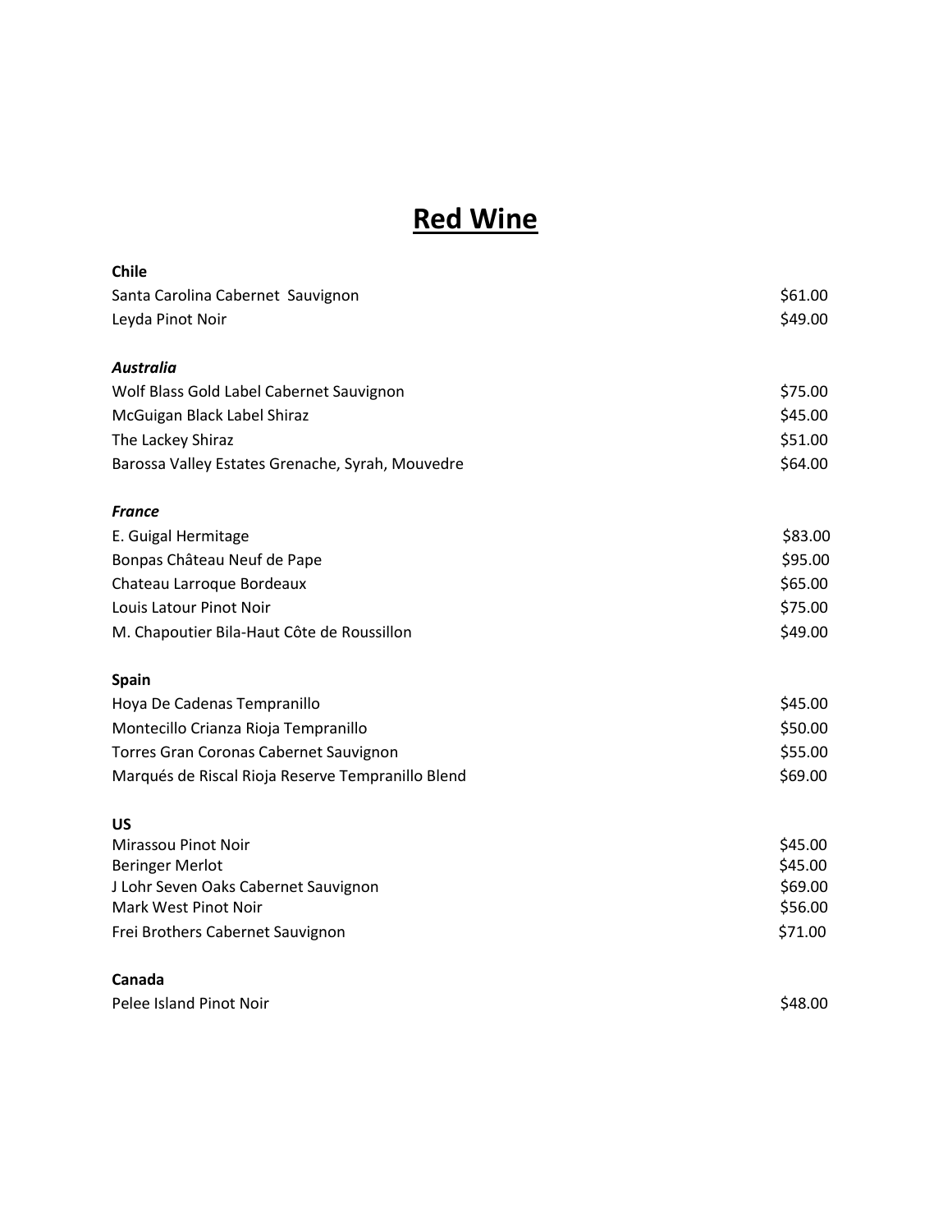# Red Wine

| **Chile** | |
|---|---|
| Santa Carolina Cabernet Sauvignon | $61.00 |
| Leyda Pinot Noir | $49.00 |
| ***Australia*** | |
| Wolf Blass Gold Label Cabernet Sauvignon | $75.00 |
| McGuigan Black Label Shiraz | $45.00 |
| The Lackey Shiraz | $51.00 |
| Barossa Valley Estates Grenache, Syrah, Mouvedre | $64.00 |
| ***France*** | |
| E. Guigal Hermitage | $83.00 |
| Bonpas Château Neuf de Pape | $95.00 |
| Chateau Larroque Bordeaux | $65.00 |
| Louis Latour Pinot Noir | $75.00 |
| M. Chapoutier Bila-Haut Côte de Roussillon | $49.00 |
| **Spain** | |
| Hoya De Cadenas Tempranillo | $45.00 |
| Montecillo Crianza Rioja Tempranillo | $50.00 |
| Torres Gran Coronas Cabernet Sauvignon | $55.00 |
| Marqués de Riscal Rioja Reserve Tempranillo Blend | $69.00 |
| **US** | |
| Mirassou Pinot Noir | $45.00 |
| Beringer Merlot | $45.00 |
| J Lohr Seven Oaks Cabernet Sauvignon | $69.00 |
| Mark West Pinot Noir | $56.00 |
| Frei Brothers Cabernet Sauvignon | $71.00 |
| **Canada** | |
| Pelee Island Pinot Noir | $48.00 |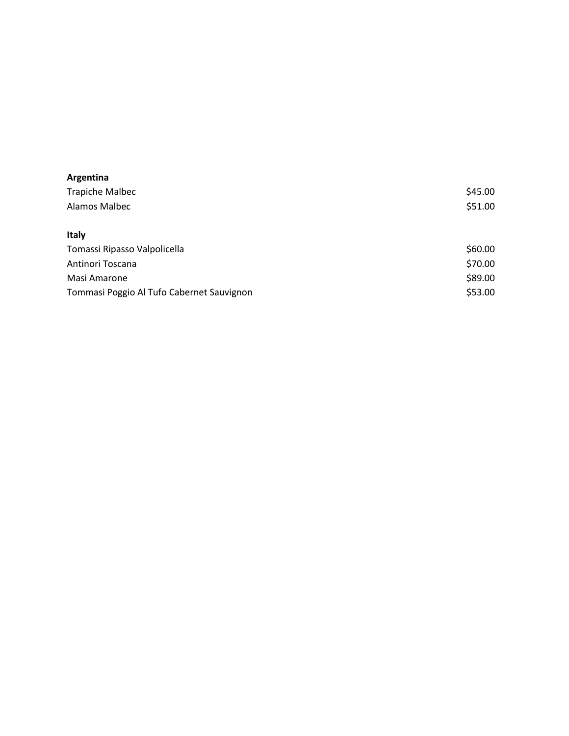**Argentina**

| | |
|---|---|
| Trapiche Malbec | $45.00 |
| Alamos Malbec | $51.00 |

**Italy**

| | |
|---|---|
| Tomassi Ripasso Valpolicella | $60.00 |
| Antinori Toscana | $70.00 |
| Masi Amarone | $89.00 |
| Tommasi Poggio Al Tufo Cabernet Sauvignon | $53.00 |